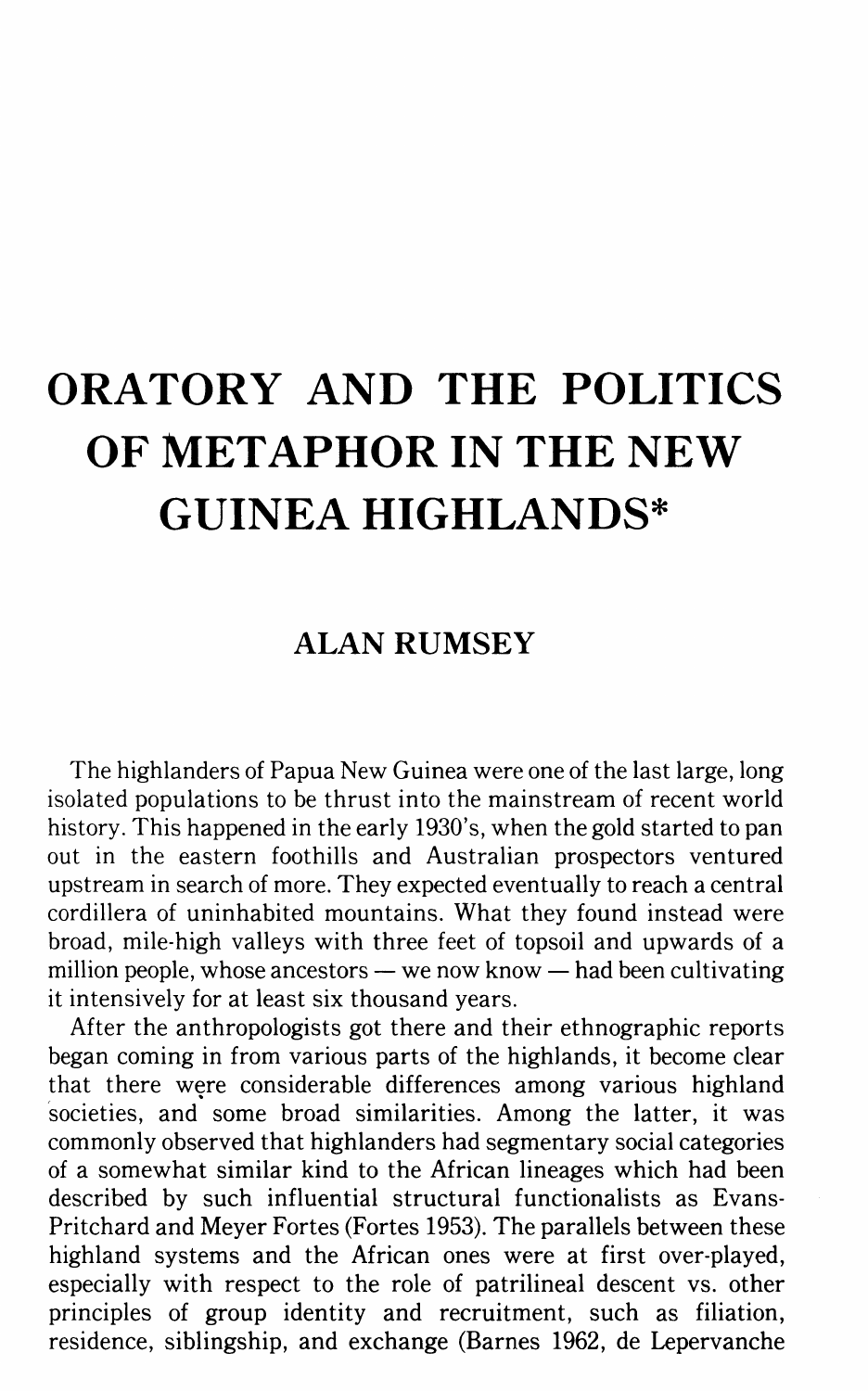# ORATORY AND THE POLITICS OF METAPHOR IN THE NEW GUINEA HIGHLANDS*

## ALAN RUMSEY

The highlanders of Papua New Guinea were one of the last large, long isolated populations to be thrust into the mainstream of recent world history. This happened in the early 1930's, when the gold started to pan out in the eastern foothills and Australian prospectors ventured upstream in search of more. They expected eventually to reach a central cordillera of uninhabited mountains. What they found instead were broad, mile-high valleys with three feet of topsoil and upwards of a million people, whose ancestors — we now know — had been cultivating it intensively for at least six thousand years.

After the anthropologists got there and their ethnographic reports began coming in from various parts of the highlands, it become clear that there were considerable differences among various highland societies, and some broad similarities. Among the latter, it was commonly observed that highlanders had segmentary social categories of a somewhat similar kind to the African lineages which had been described by such influential structural functionalists as Evans-Pritchard and Meyer Fortes (Fortes 1953). The parallels between these highland systems and the African ones were at first over-played, especially with respect to the role of patrilineal descent vs. other principles of group identity and recruitment, such as filiation, residence, siblingship, and exchange (Barnes 1962, de Lepervanche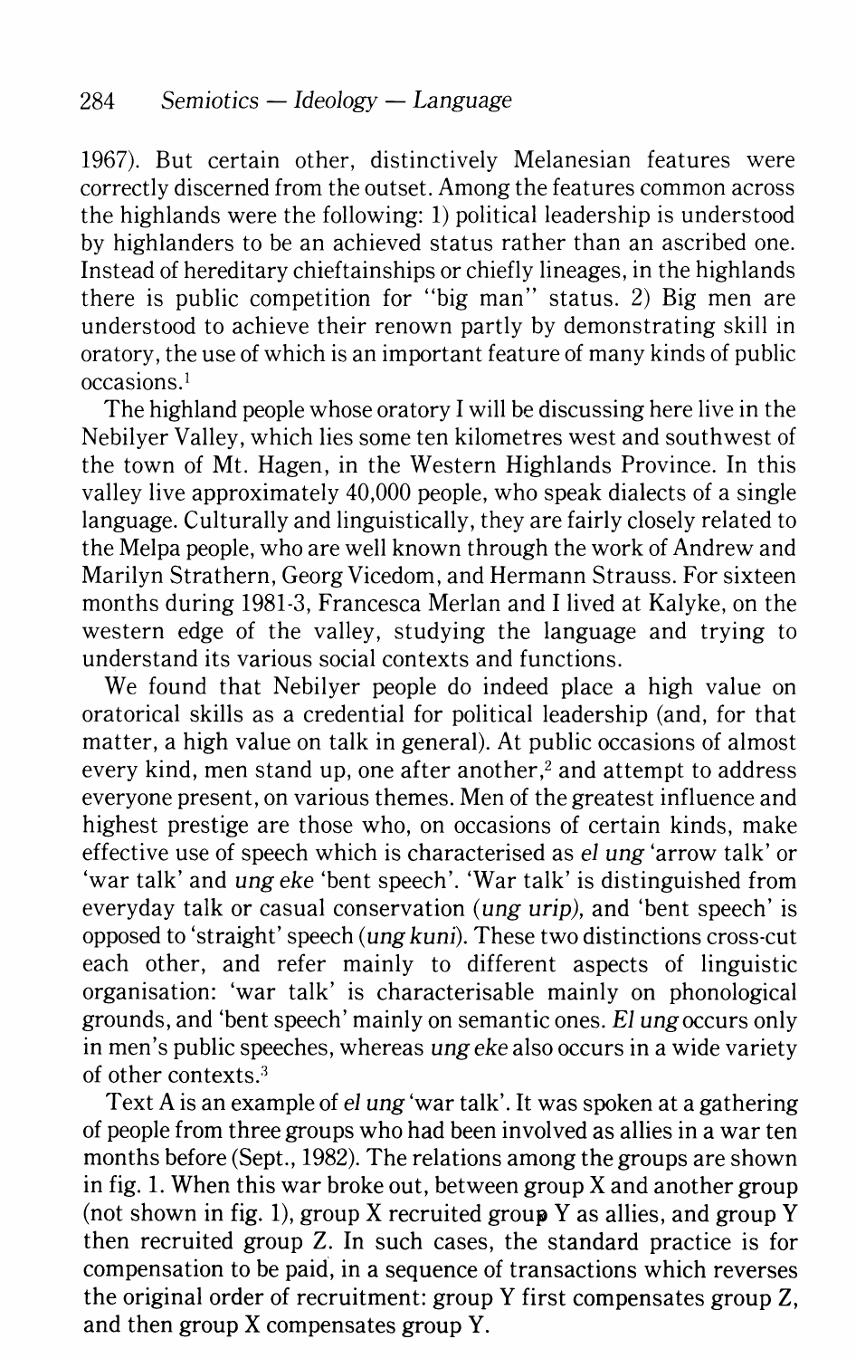1967). But certain other, distinctively Melanesian features were correctly discerned from the outset. Among the features common across the highlands were the following: 1) political leadership is understood by highlanders to be an achieved status rather than an ascribed one. Instead of hereditary chieftainships or chiefly lineages, in the highlands there is public competition for "big man" status. 2) Big men are understood to achieve their renown partly by demonstrating skill in oratory, the use of which is an important feature of many kinds of public occasions.[1]

The highland people whose oratory I will be discussing here live in the Nebilyer Valley, which lies some ten kilometres west and southwest of the town of Mt. Hagen, in the Western Highlands Province. In this valley live approximately 40,000 people, who speak dialects of a single language. Culturally and linguistically, they are fairly closely related to the Melpa people, who are well known through the work of Andrew and Marilyn Strathern, Georg Vicedom, and Hermann Strauss. For sixteen months during 1981-3, Francesca Merlan and I lived at Kalyke, on the western edge of the valley, studying the language and trying to understand its various social contexts and functions.

We found that Nebilyer people do indeed place a high value on oratorical skills as a credential for political leadership (and, for that matter, a high value on talk in general). At public occasions of almost every kind, men stand up, one after another,[2] and attempt to address everyone present, on various themes. Men of the greatest influence and highest prestige are those who, on occasions of certain kinds, make effective use of speech which is characterised as *el ung* 'arrow talk' or 'war talk' and *ung eke* 'bent speech'. 'War talk' is distinguished from everyday talk or casual conservation (*ung urip*), and 'bent speech' is opposed to 'straight' speech (*ung kuni*). These two distinctions cross-cut each other, and refer mainly to different aspects of linguistic organisation: 'war talk' is characterisable mainly on phonological grounds, and 'bent speech' mainly on semantic ones. *El ung* occurs only in men's public speeches, whereas *ung eke* also occurs in a wide variety of other contexts.[3]

Text A is an example of *el ung* 'war talk'. It was spoken at a gathering of people from three groups who had been involved as allies in a war ten months before (Sept., 1982). The relations among the groups are shown in fig. 1. When this war broke out, between group X and another group (not shown in fig. 1), group X recruited group Y as allies, and group Y then recruited group Z. In such cases, the standard practice is for compensation to be paid, in a sequence of transactions which reverses the original order of recruitment: group Y first compensates group Z, and then group X compensates group Y.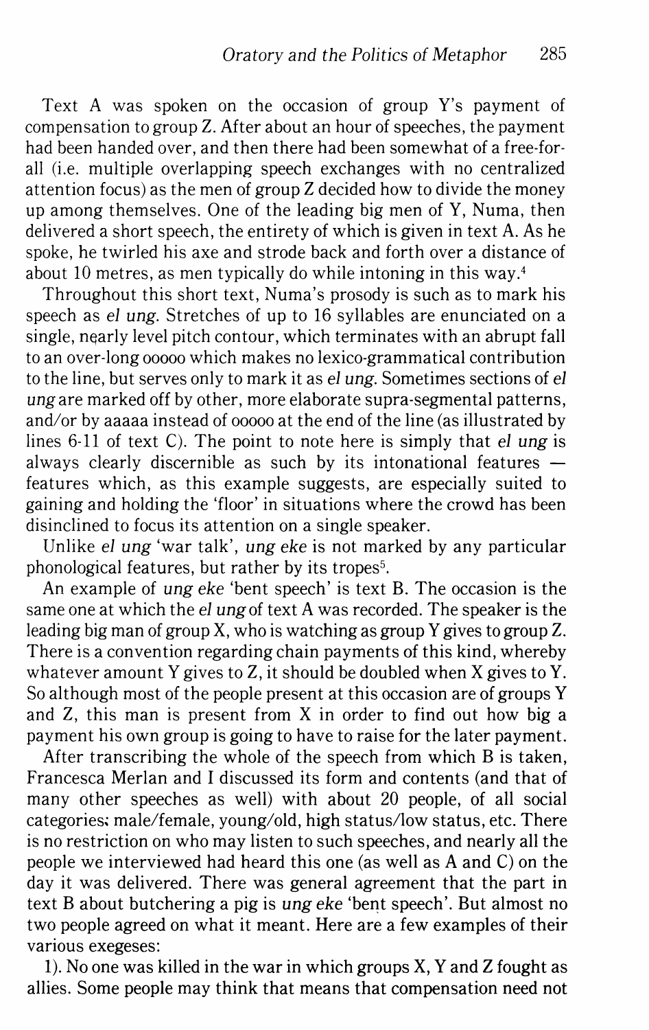Text A was spoken on the occasion of group Y's payment of compensation to group Z. After about an hour of speeches, the payment had been handed over, and then there had been somewhat of a free-for-all (i.e. multiple overlapping speech exchanges with no centralized attention focus) as the men of group Z decided how to divide the money up among themselves. One of the leading big men of Y, Numa, then delivered a short speech, the entirety of which is given in text A. As he spoke, he twirled his axe and strode back and forth over a distance of about 10 metres, as men typically do while intoning in this way.[4]

Throughout this short text, Numa's prosody is such as to mark his speech as *el ung*. Stretches of up to 16 syllables are enunciated on a single, nearly level pitch contour, which terminates with an abrupt fall to an over-long ooooo which makes no lexico-grammatical contribution to the line, but serves only to mark it as *el ung*. Sometimes sections of *el ung* are marked off by other, more elaborate supra-segmental patterns, and/or by aaaaa instead of ooooo at the end of the line (as illustrated by lines 6-11 of text C). The point to note here is simply that *el ung* is always clearly discernible as such by its intonational features — features which, as this example suggests, are especially suited to gaining and holding the 'floor' in situations where the crowd has been disinclined to focus its attention on a single speaker.

Unlike *el ung* 'war talk', *ung eke* is not marked by any particular phonological features, but rather by its tropes[5].

An example of *ung eke* 'bent speech' is text B. The occasion is the same one at which the *el ung* of text A was recorded. The speaker is the leading big man of group X, who is watching as group Y gives to group Z. There is a convention regarding chain payments of this kind, whereby whatever amount Y gives to Z, it should be doubled when X gives to Y. So although most of the people present at this occasion are of groups Y and Z, this man is present from X in order to find out how big a payment his own group is going to have to raise for the later payment.

After transcribing the whole of the speech from which B is taken, Francesca Merlan and I discussed its form and contents (and that of many other speeches as well) with about 20 people, of all social categories; male/female, young/old, high status/low status, etc. There is no restriction on who may listen to such speeches, and nearly all the people we interviewed had heard this one (as well as A and C) on the day it was delivered. There was general agreement that the part in text B about butchering a pig is *ung eke* 'bent speech'. But almost no two people agreed on what it meant. Here are a few examples of their various exegeses:

1). No one was killed in the war in which groups X, Y and Z fought as allies. Some people may think that means that compensation need not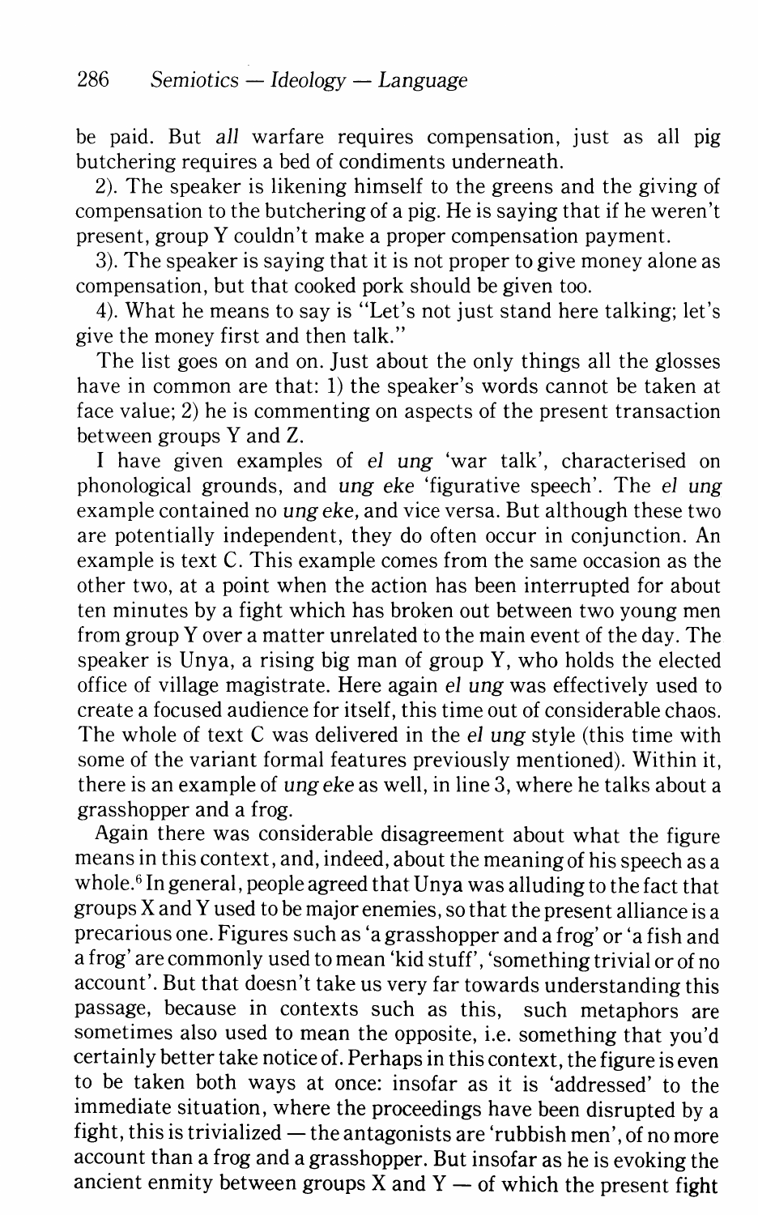be paid. But *all* warfare requires compensation, just as all pig butchering requires a bed of condiments underneath.

2). The speaker is likening himself to the greens and the giving of compensation to the butchering of a pig. He is saying that if he weren't present, group Y couldn't make a proper compensation payment.

3). The speaker is saying that it is not proper to give money alone as compensation, but that cooked pork should be given too.

4). What he means to say is "Let's not just stand here talking; let's give the money first and then talk."

The list goes on and on. Just about the only things all the glosses have in common are that: 1) the speaker's words cannot be taken at face value; 2) he is commenting on aspects of the present transaction between groups Y and Z.

I have given examples of *el ung* 'war talk', characterised on phonological grounds, and *ung eke* 'figurative speech'. The *el ung* example contained no *ung eke*, and vice versa. But although these two are potentially independent, they do often occur in conjunction. An example is text C. This example comes from the same occasion as the other two, at a point when the action has been interrupted for about ten minutes by a fight which has broken out between two young men from group Y over a matter unrelated to the main event of the day. The speaker is Unya, a rising big man of group Y, who holds the elected office of village magistrate. Here again *el ung* was effectively used to create a focused audience for itself, this time out of considerable chaos. The whole of text C was delivered in the *el ung* style (this time with some of the variant formal features previously mentioned). Within it, there is an example of *ung eke* as well, in line 3, where he talks about a grasshopper and a frog.

Again there was considerable disagreement about what the figure means in this context, and, indeed, about the meaning of his speech as a whole.[6] In general, people agreed that Unya was alluding to the fact that groups X and Y used to be major enemies, so that the present alliance is a precarious one. Figures such as 'a grasshopper and a frog' or 'a fish and a frog' are commonly used to mean 'kid stuff', 'something trivial or of no account'. But that doesn't take us very far towards understanding this passage, because in contexts such as this, such metaphors are sometimes also used to mean the opposite, i.e. something that you'd certainly better take notice of. Perhaps in this context, the figure is even to be taken both ways at once: insofar as it is 'addressed' to the immediate situation, where the proceedings have been disrupted by a fight, this is trivialized — the antagonists are 'rubbish men', of no more account than a frog and a grasshopper. But insofar as he is evoking the ancient enmity between groups X and Y — of which the present fight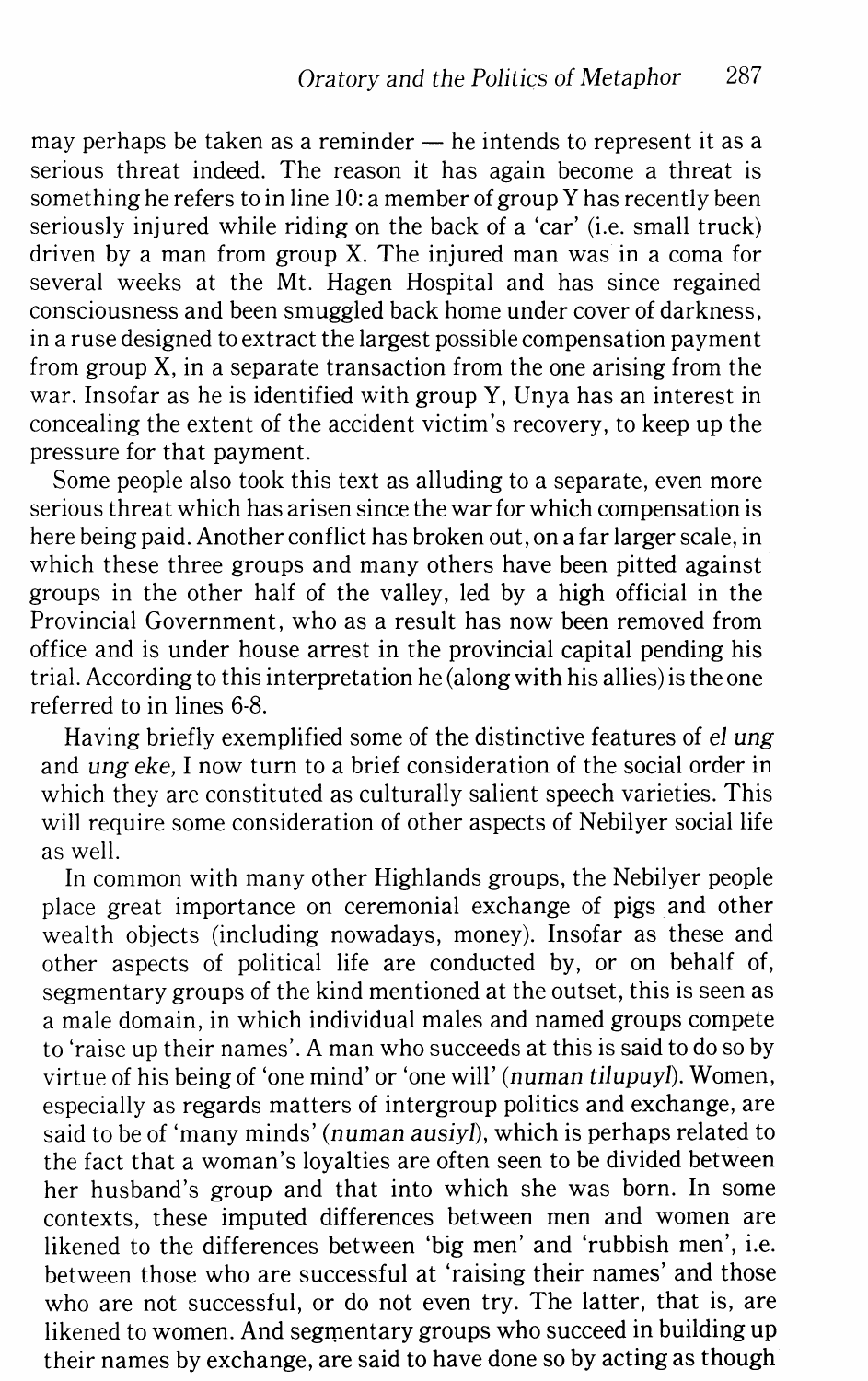may perhaps be taken as a reminder — he intends to represent it as a serious threat indeed. The reason it has again become a threat is something he refers to in line 10: a member of group Y has recently been seriously injured while riding on the back of a 'car' (i.e. small truck) driven by a man from group X. The injured man was in a coma for several weeks at the Mt. Hagen Hospital and has since regained consciousness and been smuggled back home under cover of darkness, in a ruse designed to extract the largest possible compensation payment from group X, in a separate transaction from the one arising from the war. Insofar as he is identified with group Y, Unya has an interest in concealing the extent of the accident victim's recovery, to keep up the pressure for that payment.

Some people also took this text as alluding to a separate, even more serious threat which has arisen since the war for which compensation is here being paid. Another conflict has broken out, on a far larger scale, in which these three groups and many others have been pitted against groups in the other half of the valley, led by a high official in the Provincial Government, who as a result has now been removed from office and is under house arrest in the provincial capital pending his trial. According to this interpretation he (along with his allies) is the one referred to in lines 6-8.

Having briefly exemplified some of the distinctive features of *el ung* and *ung eke,* I now turn to a brief consideration of the social order in which they are constituted as culturally salient speech varieties. This will require some consideration of other aspects of Nebilyer social life as well.

In common with many other Highlands groups, the Nebilyer people place great importance on ceremonial exchange of pigs and other wealth objects (including nowadays, money). Insofar as these and other aspects of political life are conducted by, or on behalf of, segmentary groups of the kind mentioned at the outset, this is seen as a male domain, in which individual males and named groups compete to 'raise up their names'. A man who succeeds at this is said to do so by virtue of his being of 'one mind' or 'one will' (*numan tilupuyl*). Women, especially as regards matters of intergroup politics and exchange, are said to be of 'many minds' (*numan ausiyl*), which is perhaps related to the fact that a woman's loyalties are often seen to be divided between her husband's group and that into which she was born. In some contexts, these imputed differences between men and women are likened to the differences between 'big men' and 'rubbish men', i.e. between those who are successful at 'raising their names' and those who are not successful, or do not even try. The latter, that is, are likened to women. And segmentary groups who succeed in building up their names by exchange, are said to have done so by acting as though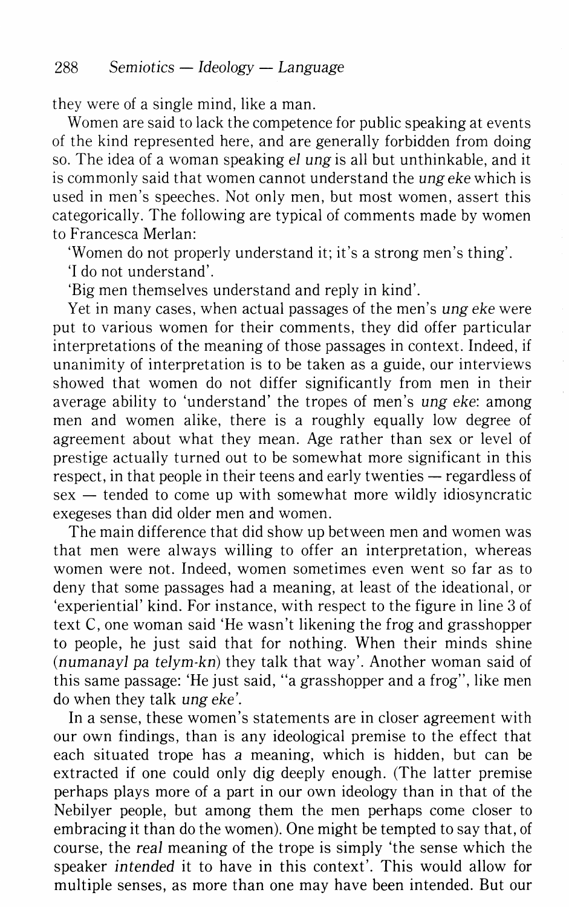they were of a single mind, like a man.

Women are said to lack the competence for public speaking at events of the kind represented here, and are generally forbidden from doing so. The idea of a woman speaking *el ung* is all but unthinkable, and it is commonly said that women cannot understand the *ung eke* which is used in men's speeches. Not only men, but most women, assert this categorically. The following are typical of comments made by women to Francesca Merlan:

'Women do not properly understand it; it's a strong men's thing'.

'I do not understand'.

'Big men themselves understand and reply in kind'.

Yet in many cases, when actual passages of the men's *ung eke* were put to various women for their comments, they did offer particular interpretations of the meaning of those passages in context. Indeed, if unanimity of interpretation is to be taken as a guide, our interviews showed that women do not differ significantly from men in their average ability to 'understand' the tropes of men's *ung eke*: among men and women alike, there is a roughly equally low degree of agreement about what they mean. Age rather than sex or level of prestige actually turned out to be somewhat more significant in this respect, in that people in their teens and early twenties — regardless of sex — tended to come up with somewhat more wildly idiosyncratic exegeses than did older men and women.

The main difference that did show up between men and women was that men were always willing to offer an interpretation, whereas women were not. Indeed, women sometimes even went so far as to deny that some passages had a meaning, at least of the ideational, or 'experiential' kind. For instance, with respect to the figure in line 3 of text C, one woman said 'He wasn't likening the frog and grasshopper to people, he just said that for nothing. When their minds shine (*numanayl pa telym-kn*) they talk that way'. Another woman said of this same passage: 'He just said, "a grasshopper and a frog", like men do when they talk *ung eke*'.

In a sense, these women's statements are in closer agreement with our own findings, than is any ideological premise to the effect that each situated trope has *a* meaning, which is hidden, but can be extracted if one could only dig deeply enough. (The latter premise perhaps plays more of a part in our own ideology than in that of the Nebilyer people, but among them the men perhaps come closer to embracing it than do the women). One might be tempted to say that, of course, the *real* meaning of the trope is simply 'the sense which the speaker *intended* it to have in this context'. This would allow for multiple senses, as more than one may have been intended. But our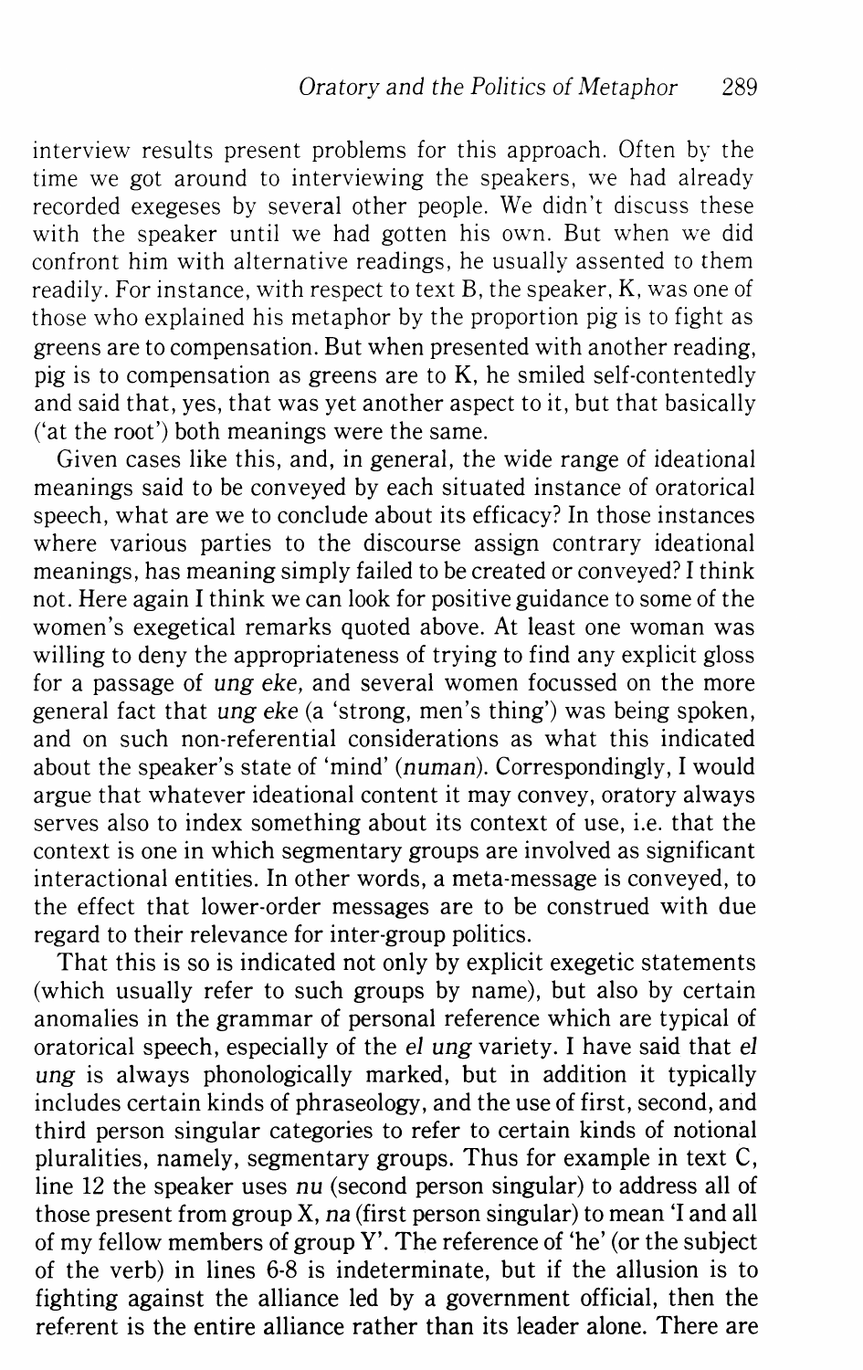interview results present problems for this approach. Often by the time we got around to interviewing the speakers, we had already recorded exegeses by several other people. We didn't discuss these with the speaker until we had gotten his own. But when we did confront him with alternative readings, he usually assented to them readily. For instance, with respect to text B, the speaker, K, was one of those who explained his metaphor by the proportion pig is to fight as greens are to compensation. But when presented with another reading, pig is to compensation as greens are to K, he smiled self-contentedly and said that, yes, that was yet another aspect to it, but that basically ('at the root') both meanings were the same.

Given cases like this, and, in general, the wide range of ideational meanings said to be conveyed by each situated instance of oratorical speech, what are we to conclude about its efficacy? In those instances where various parties to the discourse assign contrary ideational meanings, has meaning simply failed to be created or conveyed? I think not. Here again I think we can look for positive guidance to some of the women's exegetical remarks quoted above. At least one woman was willing to deny the appropriateness of trying to find any explicit gloss for a passage of *ung eke,* and several women focussed on the more general fact that *ung eke* (a 'strong, men's thing') was being spoken, and on such non-referential considerations as what this indicated about the speaker's state of 'mind' (*numan*). Correspondingly, I would argue that whatever ideational content it may convey, oratory always serves also to index something about its context of use, i.e. that the context is one in which segmentary groups are involved as significant interactional entities. In other words, a meta-message is conveyed, to the effect that lower-order messages are to be construed with due regard to their relevance for inter-group politics.

That this is so is indicated not only by explicit exegetic statements (which usually refer to such groups by name), but also by certain anomalies in the grammar of personal reference which are typical of oratorical speech, especially of the *el ung* variety. I have said that *el ung* is always phonologically marked, but in addition it typically includes certain kinds of phraseology, and the use of first, second, and third person singular categories to refer to certain kinds of notional pluralities, namely, segmentary groups. Thus for example in text C, line 12 the speaker uses *nu* (second person singular) to address all of those present from group X, *na* (first person singular) to mean 'I and all of my fellow members of group Y'. The reference of 'he' (or the subject of the verb) in lines 6-8 is indeterminate, but if the allusion is to fighting against the alliance led by a government official, then the referent is the entire alliance rather than its leader alone. There are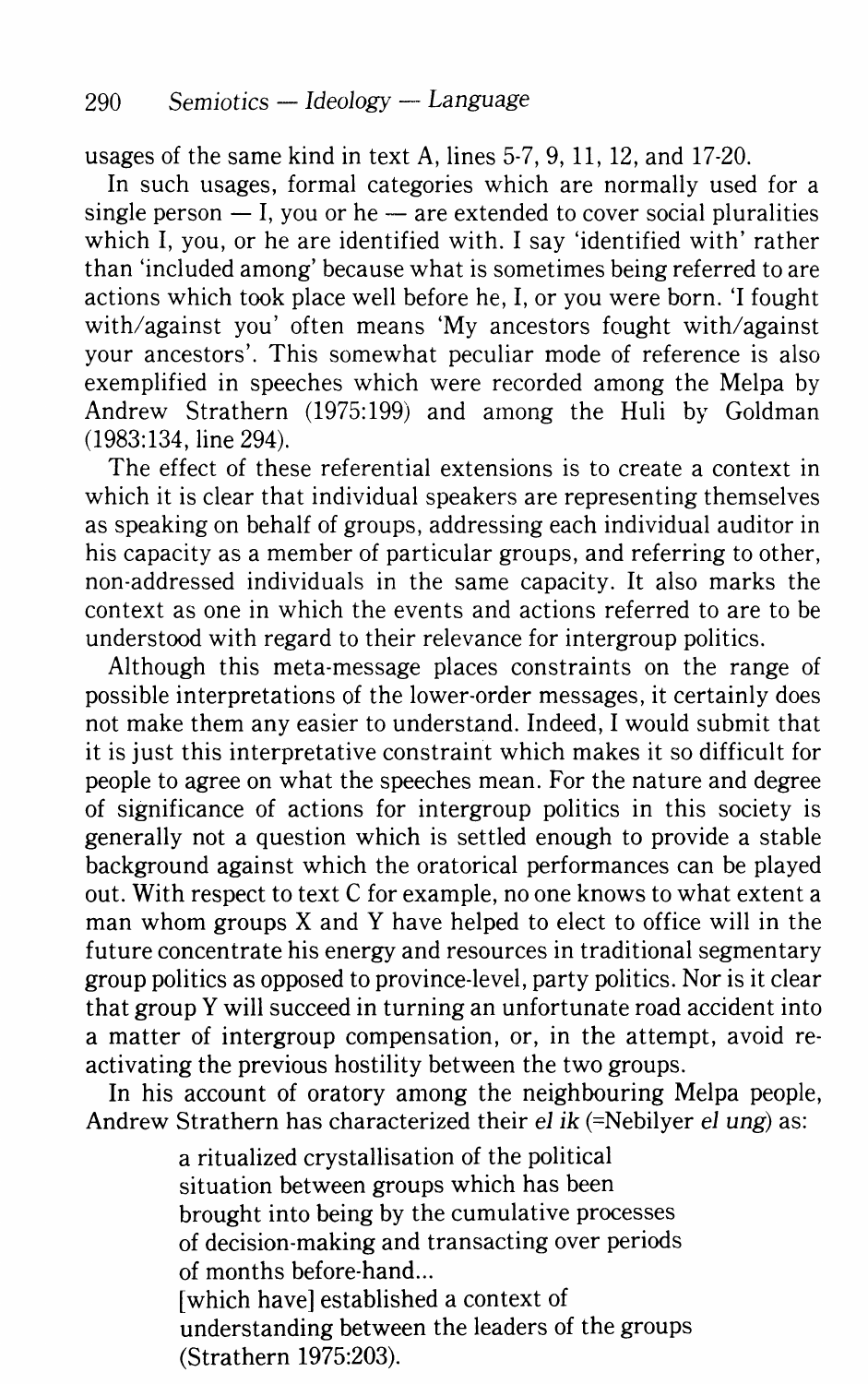usages of the same kind in text A, lines 5-7, 9, 11, 12, and 17-20.

In such usages, formal categories which are normally used for a single person — I, you or he — are extended to cover social pluralities which I, you, or he are identified with. I say 'identified with' rather than 'included among' because what is sometimes being referred to are actions which took place well before he, I, or you were born. 'I fought with/against you' often means 'My ancestors fought with/against your ancestors'. This somewhat peculiar mode of reference is also exemplified in speeches which were recorded among the Melpa by Andrew Strathern (1975:199) and among the Huli by Goldman (1983:134, line 294).

The effect of these referential extensions is to create a context in which it is clear that individual speakers are representing themselves as speaking on behalf of groups, addressing each individual auditor in his capacity as a member of particular groups, and referring to other, non-addressed individuals in the same capacity. It also marks the context as one in which the events and actions referred to are to be understood with regard to their relevance for intergroup politics.

Although this meta-message places constraints on the range of possible interpretations of the lower-order messages, it certainly does not make them any easier to understand. Indeed, I would submit that it is just this interpretative constraint which makes it so difficult for people to agree on what the speeches mean. For the nature and degree of significance of actions for intergroup politics in this society is generally not a question which is settled enough to provide a stable background against which the oratorical performances can be played out. With respect to text C for example, no one knows to what extent a man whom groups X and Y have helped to elect to office will in the future concentrate his energy and resources in traditional segmentary group politics as opposed to province-level, party politics. Nor is it clear that group Y will succeed in turning an unfortunate road accident into a matter of intergroup compensation, or, in the attempt, avoid re-activating the previous hostility between the two groups.

In his account of oratory among the neighbouring Melpa people, Andrew Strathern has characterized their *el ik* (=Nebilyer *el ung*) as:

> a ritualized crystallisation of the political
> situation between groups which has been
> brought into being by the cumulative processes
> of decision-making and transacting over periods
> of months before-hand...
> [which have] established a context of
> understanding between the leaders of the groups
> (Strathern 1975:203).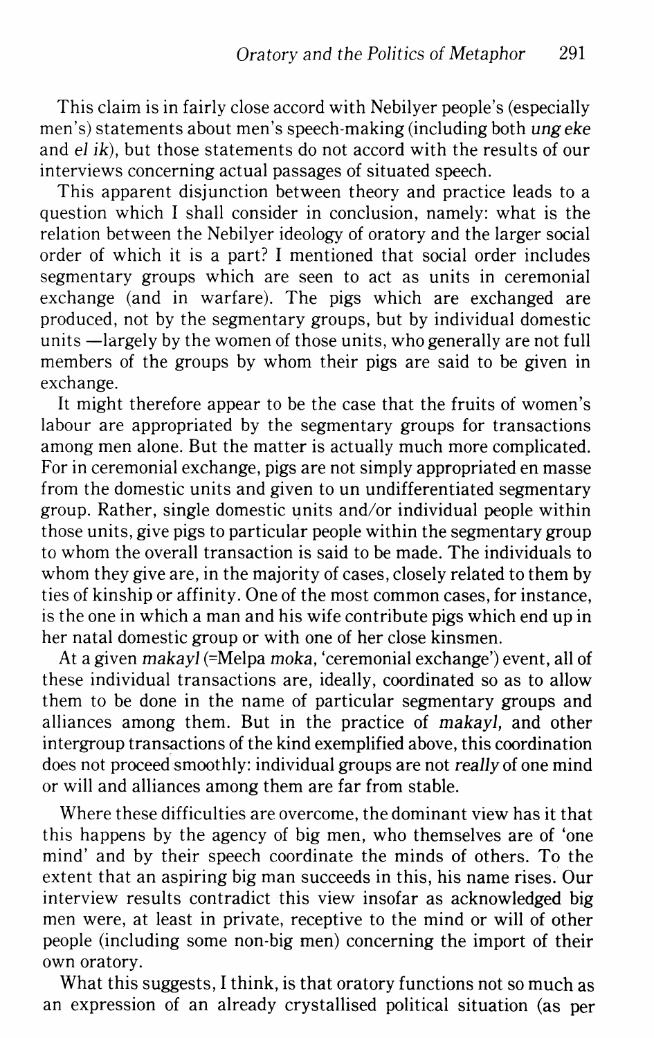This claim is in fairly close accord with Nebilyer people's (especially men's) statements about men's speech-making (including both *ung eke* and *el ik*), but those statements do not accord with the results of our interviews concerning actual passages of situated speech.

This apparent disjunction between theory and practice leads to a question which I shall consider in conclusion, namely: what is the relation between the Nebilyer ideology of oratory and the larger social order of which it is a part? I mentioned that social order includes segmentary groups which are seen to act as units in ceremonial exchange (and in warfare). The pigs which are exchanged are produced, not by the segmentary groups, but by individual domestic units —largely by the women of those units, who generally are not full members of the groups by whom their pigs are said to be given in exchange.

It might therefore appear to be the case that the fruits of women's labour are appropriated by the segmentary groups for transactions among men alone. But the matter is actually much more complicated. For in ceremonial exchange, pigs are not simply appropriated en masse from the domestic units and given to un undifferentiated segmentary group. Rather, single domestic units and/or individual people within those units, give pigs to particular people within the segmentary group to whom the overall transaction is said to be made. The individuals to whom they give are, in the majority of cases, closely related to them by ties of kinship or affinity. One of the most common cases, for instance, is the one in which a man and his wife contribute pigs which end up in her natal domestic group or with one of her close kinsmen.

At a given *makayl* (=Melpa *moka*, 'ceremonial exchange') event, all of these individual transactions are, ideally, coordinated so as to allow them to be done in the name of particular segmentary groups and alliances among them. But in the practice of *makayl*, and other intergroup transactions of the kind exemplified above, this coordination does not proceed smoothly: individual groups are not *really* of one mind or will and alliances among them are far from stable.

Where these difficulties are overcome, the dominant view has it that this happens by the agency of big men, who themselves are of 'one mind' and by their speech coordinate the minds of others. To the extent that an aspiring big man succeeds in this, his name rises. Our interview results contradict this view insofar as acknowledged big men were, at least in private, receptive to the mind or will of other people (including some non-big men) concerning the import of their own oratory.

What this suggests, I think, is that oratory functions not so much as an expression of an already crystallised political situation (as per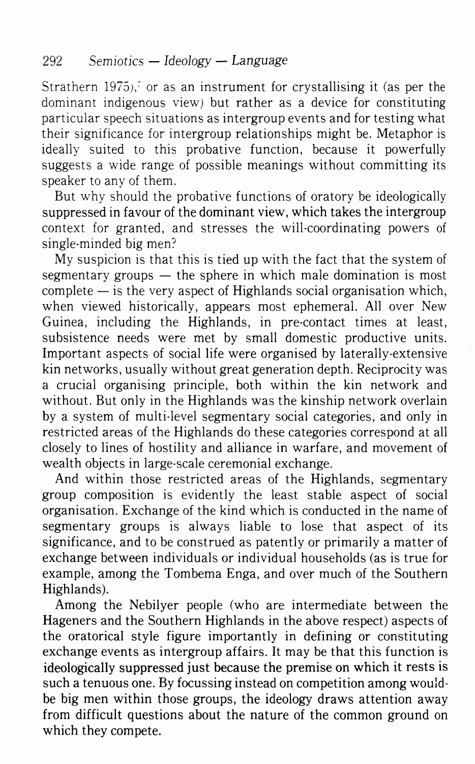Strathern 1975),[7] or as an instrument for crystallising it (as per the dominant indigenous view) but rather as a device for constituting particular speech situations as intergroup events and for testing what their significance for intergroup relationships might be. Metaphor is ideally suited to this probative function, because it powerfully suggests a wide range of possible meanings without committing its speaker to any of them.

But why should the probative functions of oratory be ideologically suppressed in favour of the dominant view, which takes the intergroup context for granted, and stresses the will-coordinating powers of single-minded big men?

My suspicion is that this is tied up with the fact that the system of segmentary groups — the sphere in which male domination is most complete — is the very aspect of Highlands social organisation which, when viewed historically, appears most ephemeral. All over New Guinea, including the Highlands, in pre-contact times at least, subsistence needs were met by small domestic productive units. Important aspects of social life were organised by laterally-extensive kin networks, usually without great generation depth. Reciprocity was a crucial organising principle, both within the kin network and without. But only in the Highlands was the kinship network overlain by a system of multi-level segmentary social categories, and only in restricted areas of the Highlands do these categories correspond at all closely to lines of hostility and alliance in warfare, and movement of wealth objects in large-scale ceremonial exchange.

And within those restricted areas of the Highlands, segmentary group composition is evidently the least stable aspect of social organisation. Exchange of the kind which is conducted in the name of segmentary groups is always liable to lose that aspect of its significance, and to be construed as patently or primarily a matter of exchange between individuals or individual households (as is true for example, among the Tombema Enga, and over much of the Southern Highlands).

Among the Nebilyer people (who are intermediate between the Hageners and the Southern Highlands in the above respect) aspects of the oratorical style figure importantly in defining or constituting exchange events as intergroup affairs. It may be that this function is ideologically suppressed just because the premise on which it rests is such a tenuous one. By focussing instead on competition among would-be big men within those groups, the ideology draws attention away from difficult questions about the nature of the common ground on which they compete.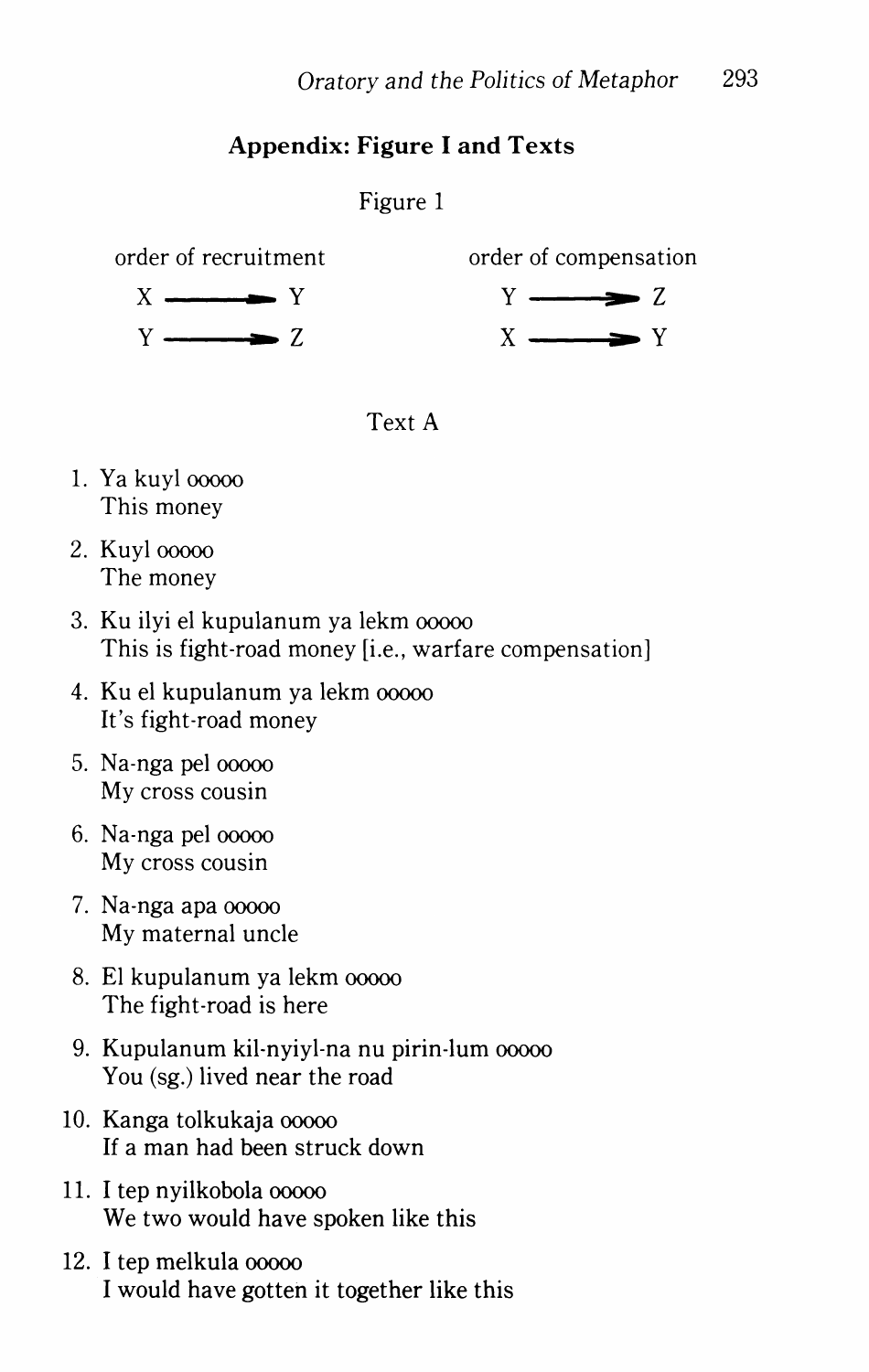## Appendix: Figure I and Texts

Figure 1

| order of recruitment | order of compensation |
|---|---|
| X ⟶ Y | Y ⟶ Z |
| Y ⟶ Z | X ⟶ Y |

### Text A

1. Ya kuyl ooooo  
   This money

2. Kuyl ooooo  
   The money

3. Ku ilyi el kupulanum ya lekm ooooo  
   This is fight-road money [i.e., warfare compensation]

4. Ku el kupulanum ya lekm ooooo  
   It's fight-road money

5. Na-nga pel ooooo  
   My cross cousin

6. Na-nga pel ooooo  
   My cross cousin

7. Na-nga apa ooooo  
   My maternal uncle

8. El kupulanum ya lekm ooooo  
   The fight-road is here

9. Kupulanum kil-nyiyl-na nu pirin-lum ooooo  
   You (sg.) lived near the road

10. Kanga tolkukaja ooooo  
    If a man had been struck down

11. I tep nyilkobola ooooo  
    We two would have spoken like this

12. I tep melkula ooooo  
    I would have gotten it together like this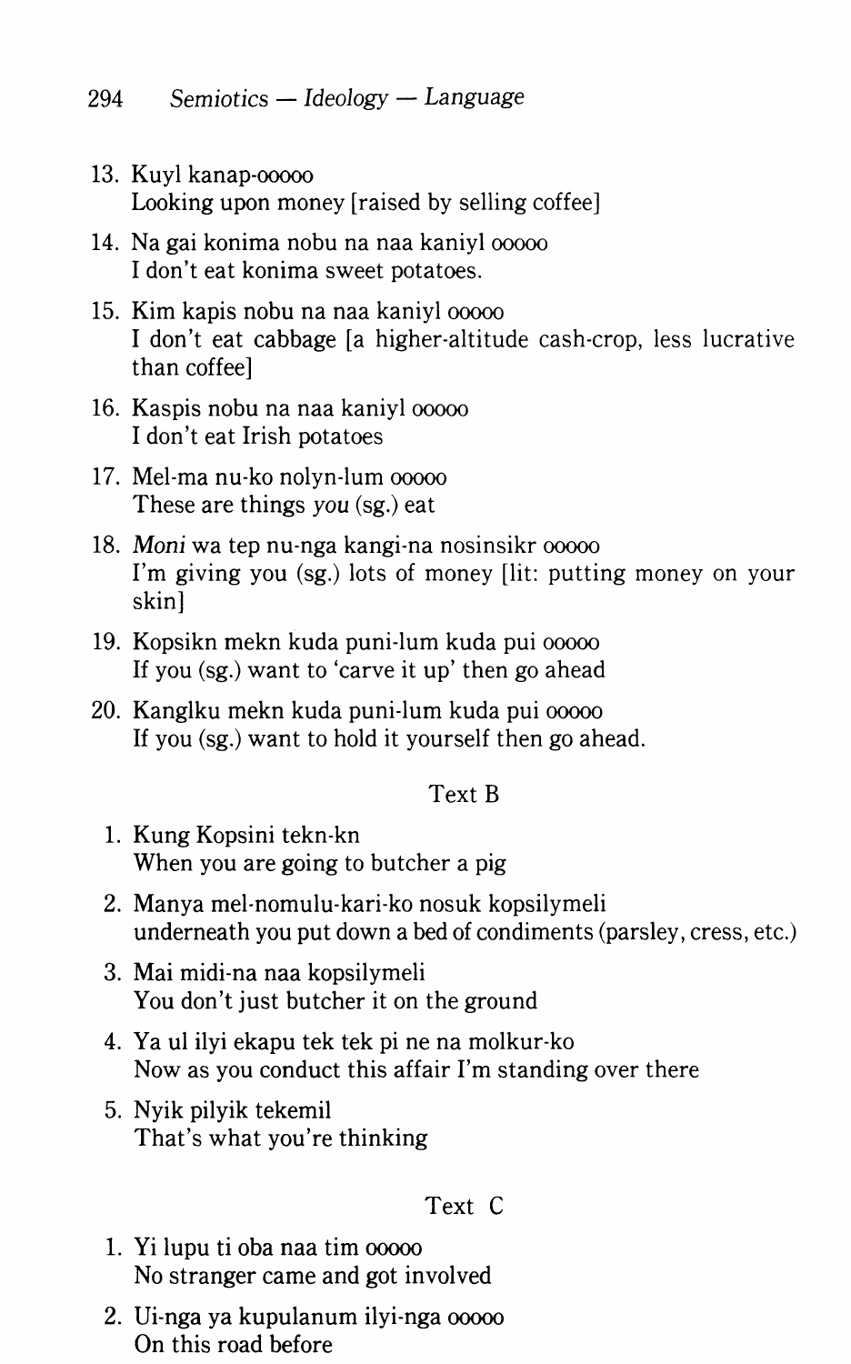13. Kuyl kanap-ooooo
    Looking upon money [raised by selling coffee]

14. Na gai konima nobu na naa kaniyl ooooo
    I don't eat konima sweet potatoes.

15. Kim kapis nobu na naa kaniyl ooooo
    I don't eat cabbage [a higher-altitude cash-crop, less lucrative than coffee]

16. Kaspis nobu na naa kaniyl ooooo
    I don't eat Irish potatoes

17. Mel-ma nu-ko nolyn-lum ooooo
    These are things *you* (sg.) eat

18. *Moni* wa tep nu-nga kangi-na nosinsikr ooooo
    I'm giving you (sg.) lots of money [lit: putting money on your skin]

19. Kopsikn mekn kuda puni-lum kuda pui ooooo
    If you (sg.) want to 'carve it up' then go ahead

20. Kanglku mekn kuda puni-lum kuda pui ooooo
    If you (sg.) want to hold it yourself then go ahead.

### Text B

1. Kung Kopsini tekn-kn
   When you are going to butcher a pig

2. Manya mel-nomulu-kari-ko nosuk kopsilymeli
   underneath you put down a bed of condiments (parsley, cress, etc.)

3. Mai midi-na naa kopsilymeli
   You don't just butcher it on the ground

4. Ya ul ilyi ekapu tek tek pi ne na molkur-ko
   Now as you conduct this affair I'm standing over there

5. Nyik pilyik tekemil
   That's what you're thinking

### Text C

1. Yi lupu ti oba naa tim ooooo
   No stranger came and got involved

2. Ui-nga ya kupulanum ilyi-nga ooooo
   On this road before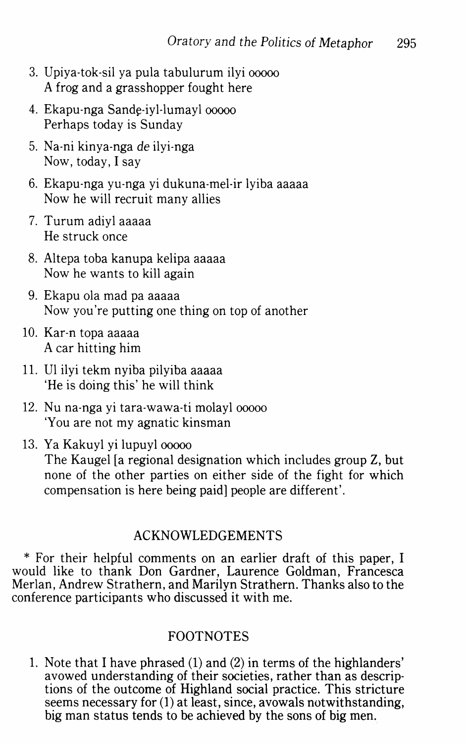3. Upiya-tok-sil ya pula tabulurum ilyi ooooo
   A frog and a grasshopper fought here

4. Ekapu-nga Sandẹ-iyl-lumayl ooooo
   Perhaps today is Sunday

5. Na-ni kinya-nga *de* ilyi-nga
   Now, today, I say

6. Ekapu-nga yu-nga yi dukuna-mel-ir lyiba aaaaa
   Now he will recruit many allies

7. Turum adiyl aaaaa
   He struck once

8. Altepa toba kanupa kelipa aaaaa
   Now he wants to kill again

9. Ekapu ola mad pa aaaaa
   Now you're putting one thing on top of another

10. Kar-n topa aaaaa
    A car hitting him

11. Ul ilyi tekm nyiba pilyiba aaaaa
    'He is doing this' he will think

12. Nu na-nga yi tara-wawa-ti molayl ooooo
    'You are not my agnatic kinsman

13. Ya Kakuyl yi lupuyl ooooo
    The Kaugel [a regional designation which includes group Z, but none of the other parties on either side of the fight for which compensation is here being paid] people are different'.

## ACKNOWLEDGEMENTS

* For their helpful comments on an earlier draft of this paper, I would like to thank Don Gardner, Laurence Goldman, Francesca Merlan, Andrew Strathern, and Marilyn Strathern. Thanks also to the conference participants who discussed it with me.

## FOOTNOTES

1. Note that I have phrased (1) and (2) in terms of the highlanders' avowed understanding of their societies, rather than as descriptions of the outcome of Highland social practice. This stricture seems necessary for (1) at least, since, avowals notwithstanding, big man status tends to be achieved by the sons of big men.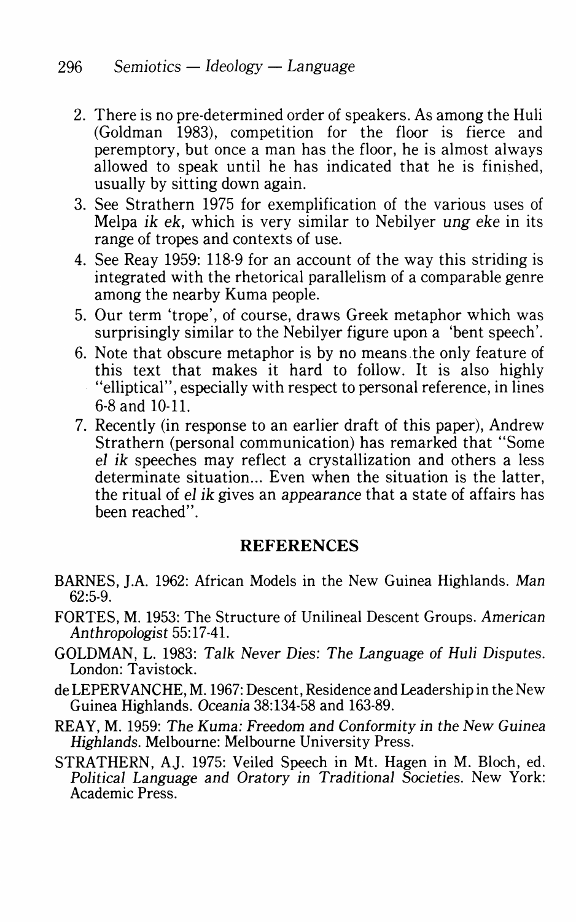2. There is no pre-determined order of speakers. As among the Huli (Goldman 1983), competition for the floor is fierce and peremptory, but once a man has the floor, he is almost always allowed to speak until he has indicated that he is finished, usually by sitting down again.
3. See Strathern 1975 for exemplification of the various uses of Melpa *ik ek*, which is very similar to Nebilyer *ung eke* in its range of tropes and contexts of use.
4. See Reay 1959: 118-9 for an account of the way this striding is integrated with the rhetorical parallelism of a comparable genre among the nearby Kuma people.
5. Our term 'trope', of course, draws Greek metaphor which was surprisingly similar to the Nebilyer figure upon a 'bent speech'.
6. Note that obscure metaphor is by no means the only feature of this text that makes it hard to follow. It is also highly "elliptical", especially with respect to personal reference, in lines 6-8 and 10-11.
7. Recently (in response to an earlier draft of this paper), Andrew Strathern (personal communication) has remarked that "Some *el ik* speeches may reflect a crystallization and others a less determinate situation... Even when the situation is the latter, the ritual of *el ik* gives an *appearance* that a state of affairs has been reached".

## REFERENCES

BARNES, J.A. 1962: African Models in the New Guinea Highlands. *Man* 62:5-9.

FORTES, M. 1953: The Structure of Unilineal Descent Groups. *American Anthropologist* 55:17-41.

GOLDMAN, L. 1983: *Talk Never Dies: The Language of Huli Disputes*. London: Tavistock.

de LEPERVANCHE, M. 1967: Descent, Residence and Leadership in the New Guinea Highlands. *Oceania* 38:134-58 and 163-89.

REAY, M. 1959: *The Kuma: Freedom and Conformity in the New Guinea Highlands*. Melbourne: Melbourne University Press.

STRATHERN, A.J. 1975: Veiled Speech in Mt. Hagen in M. Bloch, ed. *Political Language and Oratory in Traditional Societies*. New York: Academic Press.